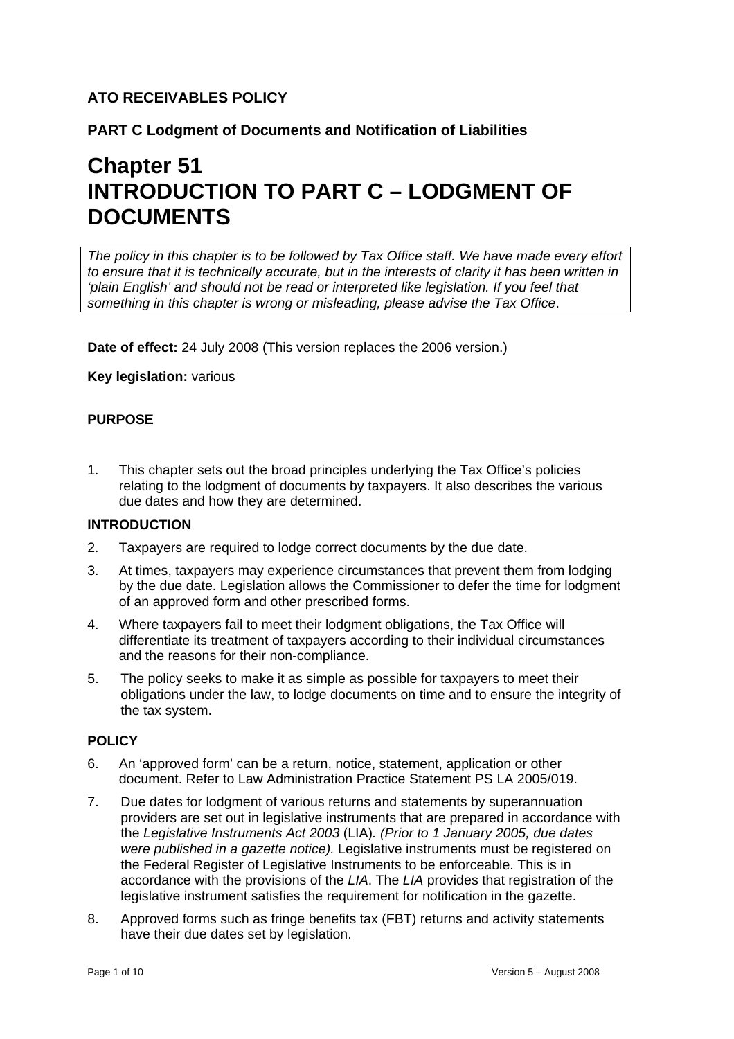**ATO RECEIVABLES POLICY**

**PART C Lodgment of Documents and Notification of Liabilities**

# Chapter 51 INTRODUCTION TO PART C – LODGMENT OF DOCUMENTS

*The policy in this chapter is to be followed by Tax Office staff. We have made every effort to ensure that it is technically accurate, but in the interests of clarity it has been written in 'plain English' and should not be read or interpreted like legislation. If you feel that something in this chapter is wrong or misleading, please advise the Tax Office*.

**Date of effect:** 24 July 2008 (This version replaces the 2006 version.)

**Key legislation:** various

## PURPOSE

1. This chapter sets out the broad principles underlying the Tax Office's policies relating to the lodgment of documents by taxpayers. It also describes the various due dates and how they are determined.

## INTRODUCTION

2. Taxpayers are required to lodge correct documents by the due date.
3. At times, taxpayers may experience circumstances that prevent them from lodging by the due date. Legislation allows the Commissioner to defer the time for lodgment of an approved form and other prescribed forms.
4. Where taxpayers fail to meet their lodgment obligations, the Tax Office will differentiate its treatment of taxpayers according to their individual circumstances and the reasons for their non-compliance.
5. The policy seeks to make it as simple as possible for taxpayers to meet their obligations under the law, to lodge documents on time and to ensure the integrity of the tax system.

## POLICY

6. An 'approved form' can be a return, notice, statement, application or other document. Refer to Law Administration Practice Statement PS LA 2005/019.
7. Due dates for lodgment of various returns and statements by superannuation providers are set out in legislative instruments that are prepared in accordance with the *Legislative Instruments Act 2003* (LIA)*. (Prior to 1 January 2005, due dates were published in a gazette notice).* Legislative instruments must be registered on the Federal Register of Legislative Instruments to be enforceable. This is in accordance with the provisions of the *LIA*. The *LIA* provides that registration of the legislative instrument satisfies the requirement for notification in the gazette.
8. Approved forms such as fringe benefits tax (FBT) returns and activity statements have their due dates set by legislation.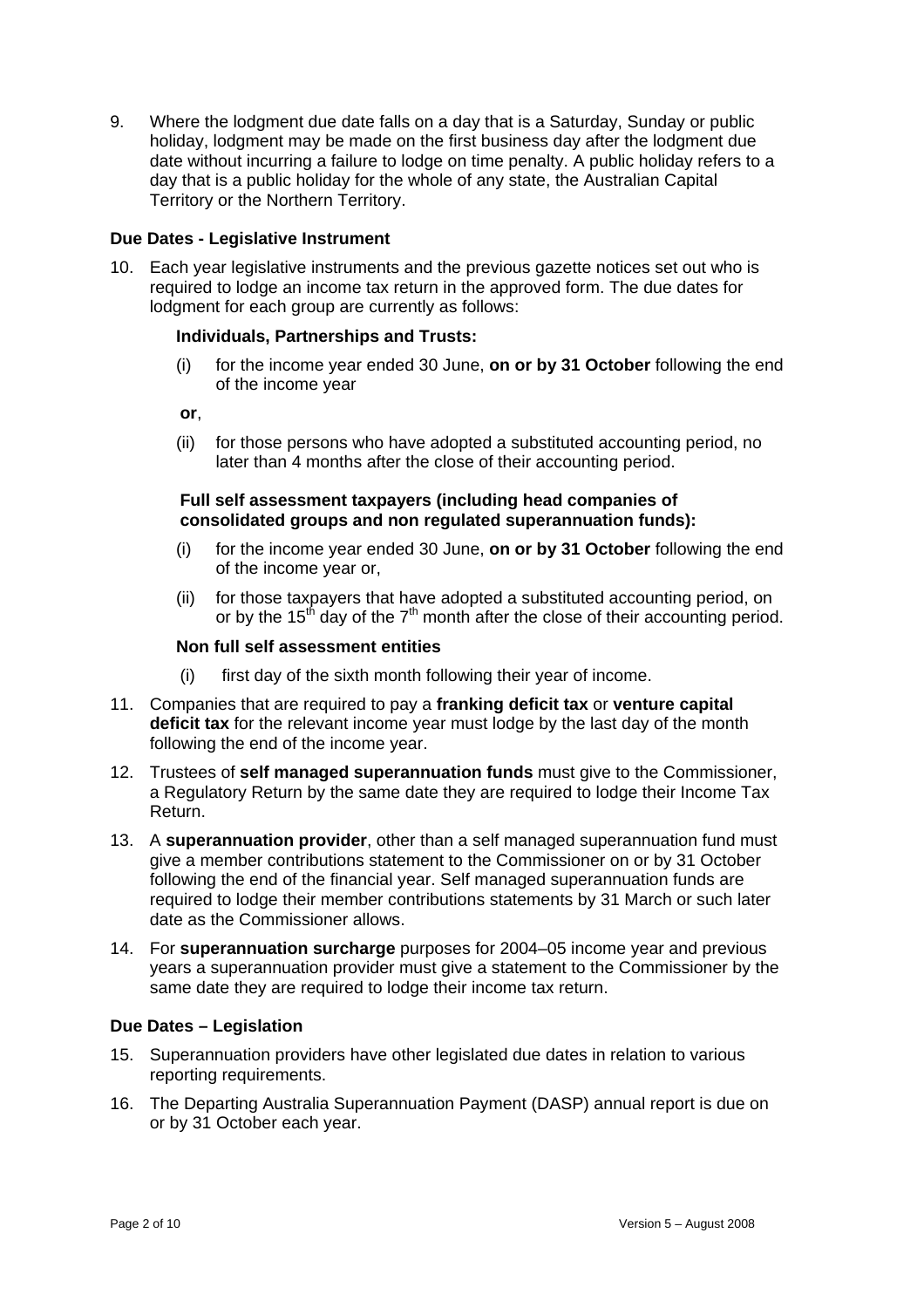9. Where the lodgment due date falls on a day that is a Saturday, Sunday or public holiday, lodgment may be made on the first business day after the lodgment due date without incurring a failure to lodge on time penalty. A public holiday refers to a day that is a public holiday for the whole of any state, the Australian Capital Territory or the Northern Territory.

### Due Dates - Legislative Instrument

10. Each year legislative instruments and the previous gazette notices set out who is required to lodge an income tax return in the approved form. The due dates for lodgment for each group are currently as follows:

    **Individuals, Partnerships and Trusts:**

    (i) for the income year ended 30 June, **on or by 31 October** following the end of the income year

    **or**,

    (ii) for those persons who have adopted a substituted accounting period, no later than 4 months after the close of their accounting period.

    **Full self assessment taxpayers (including head companies of consolidated groups and non regulated superannuation funds):**

    (i) for the income year ended 30 June, **on or by 31 October** following the end of the income year or,

    (ii) for those taxpayers that have adopted a substituted accounting period, on or by the 15th day of the 7th month after the close of their accounting period.

    **Non full self assessment entities**

    (i) first day of the sixth month following their year of income.

11. Companies that are required to pay a **franking deficit tax** or **venture capital deficit tax** for the relevant income year must lodge by the last day of the month following the end of the income year.

12. Trustees of **self managed superannuation funds** must give to the Commissioner, a Regulatory Return by the same date they are required to lodge their Income Tax Return.

13. A **superannuation provider**, other than a self managed superannuation fund must give a member contributions statement to the Commissioner on or by 31 October following the end of the financial year. Self managed superannuation funds are required to lodge their member contributions statements by 31 March or such later date as the Commissioner allows.

14. For **superannuation surcharge** purposes for 2004–05 income year and previous years a superannuation provider must give a statement to the Commissioner by the same date they are required to lodge their income tax return.

### Due Dates – Legislation

15. Superannuation providers have other legislated due dates in relation to various reporting requirements.

16. The Departing Australia Superannuation Payment (DASP) annual report is due on or by 31 October each year.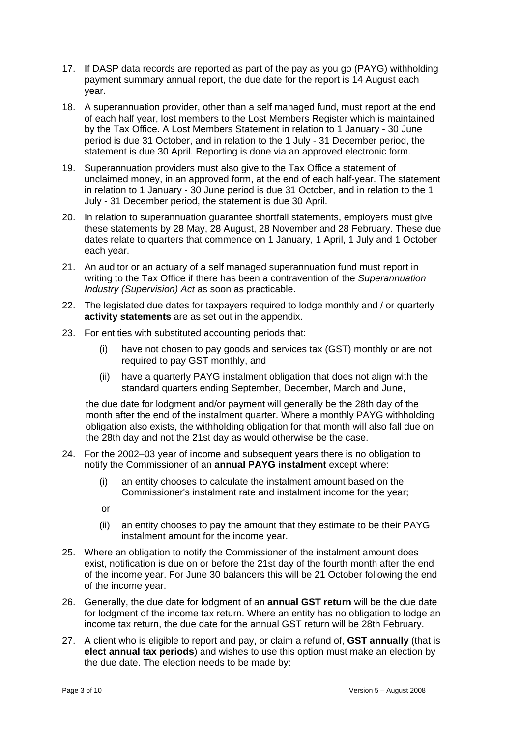17. If DASP data records are reported as part of the pay as you go (PAYG) withholding payment summary annual report, the due date for the report is 14 August each year.

18. A superannuation provider, other than a self managed fund, must report at the end of each half year, lost members to the Lost Members Register which is maintained by the Tax Office. A Lost Members Statement in relation to 1 January - 30 June period is due 31 October, and in relation to the 1 July - 31 December period, the statement is due 30 April. Reporting is done via an approved electronic form.

19. Superannuation providers must also give to the Tax Office a statement of unclaimed money, in an approved form, at the end of each half-year. The statement in relation to 1 January - 30 June period is due 31 October, and in relation to the 1 July - 31 December period, the statement is due 30 April.

20. In relation to superannuation guarantee shortfall statements, employers must give these statements by 28 May, 28 August, 28 November and 28 February. These due dates relate to quarters that commence on 1 January, 1 April, 1 July and 1 October each year.

21. An auditor or an actuary of a self managed superannuation fund must report in writing to the Tax Office if there has been a contravention of the *Superannuation Industry (Supervision) Act* as soon as practicable.

22. The legislated due dates for taxpayers required to lodge monthly and / or quarterly **activity statements** are as set out in the appendix.

23. For entities with substituted accounting periods that:

    (i) have not chosen to pay goods and services tax (GST) monthly or are not required to pay GST monthly, and

    (ii) have a quarterly PAYG instalment obligation that does not align with the standard quarters ending September, December, March and June,

    the due date for lodgment and/or payment will generally be the 28th day of the month after the end of the instalment quarter. Where a monthly PAYG withholding obligation also exists, the withholding obligation for that month will also fall due on the 28th day and not the 21st day as would otherwise be the case.

24. For the 2002–03 year of income and subsequent years there is no obligation to notify the Commissioner of an **annual PAYG instalment** except where:

    (i) an entity chooses to calculate the instalment amount based on the Commissioner's instalment rate and instalment income for the year;

    or

    (ii) an entity chooses to pay the amount that they estimate to be their PAYG instalment amount for the income year.

25. Where an obligation to notify the Commissioner of the instalment amount does exist, notification is due on or before the 21st day of the fourth month after the end of the income year. For June 30 balancers this will be 21 October following the end of the income year.

26. Generally, the due date for lodgment of an **annual GST return** will be the due date for lodgment of the income tax return. Where an entity has no obligation to lodge an income tax return, the due date for the annual GST return will be 28th February.

27. A client who is eligible to report and pay, or claim a refund of, **GST annually** (that is **elect annual tax periods**) and wishes to use this option must make an election by the due date. The election needs to be made by: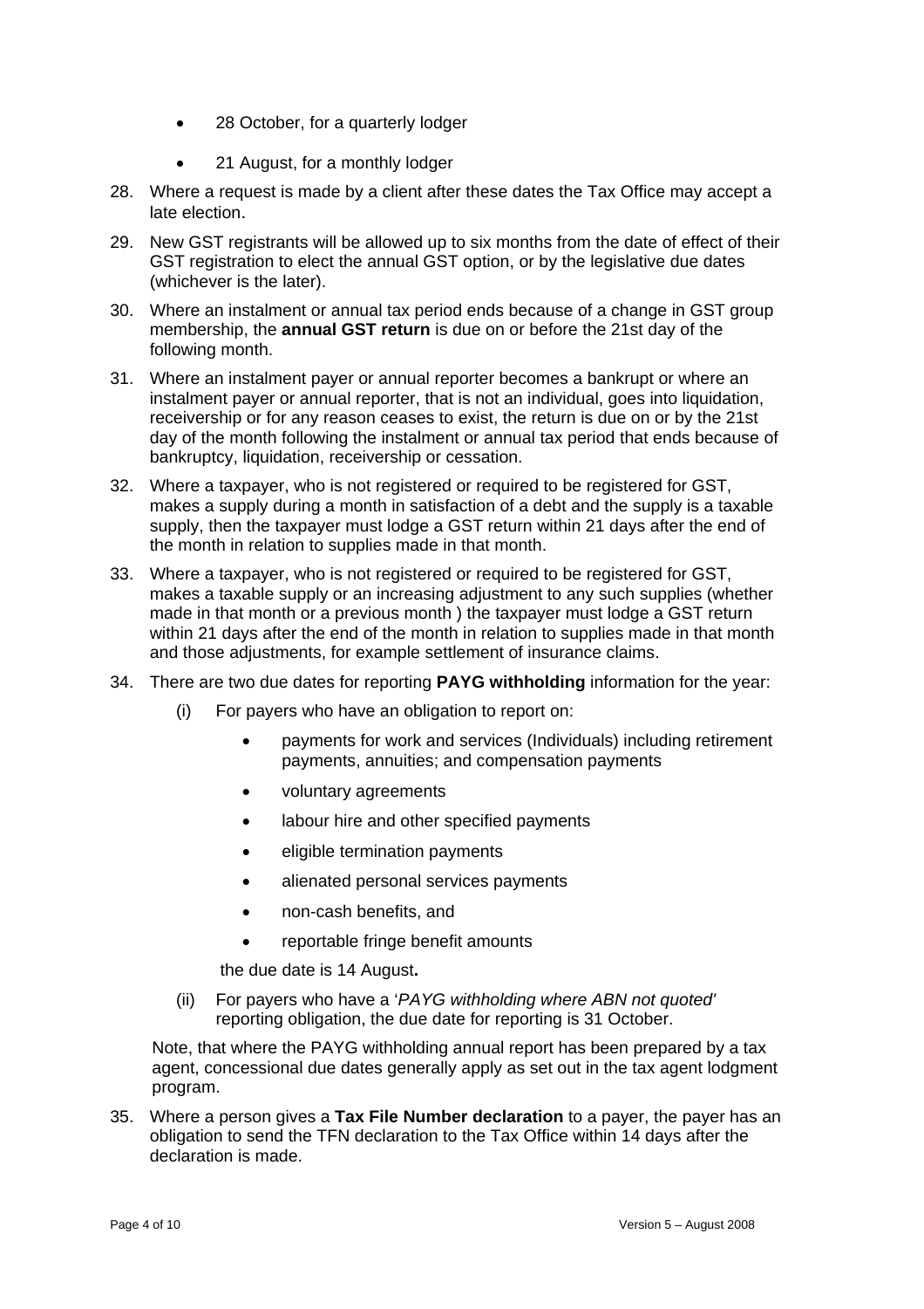- 28 October, for a quarterly lodger
- 21 August, for a monthly lodger

28. Where a request is made by a client after these dates the Tax Office may accept a late election.

29. New GST registrants will be allowed up to six months from the date of effect of their GST registration to elect the annual GST option, or by the legislative due dates (whichever is the later).

30. Where an instalment or annual tax period ends because of a change in GST group membership, the **annual GST return** is due on or before the 21st day of the following month.

31. Where an instalment payer or annual reporter becomes a bankrupt or where an instalment payer or annual reporter, that is not an individual, goes into liquidation, receivership or for any reason ceases to exist, the return is due on or by the 21st day of the month following the instalment or annual tax period that ends because of bankruptcy, liquidation, receivership or cessation.

32. Where a taxpayer, who is not registered or required to be registered for GST, makes a supply during a month in satisfaction of a debt and the supply is a taxable supply, then the taxpayer must lodge a GST return within 21 days after the end of the month in relation to supplies made in that month.

33. Where a taxpayer, who is not registered or required to be registered for GST, makes a taxable supply or an increasing adjustment to any such supplies (whether made in that month or a previous month ) the taxpayer must lodge a GST return within 21 days after the end of the month in relation to supplies made in that month and those adjustments, for example settlement of insurance claims.

34. There are two due dates for reporting **PAYG withholding** information for the year:

    (i) For payers who have an obligation to report on:

    - payments for work and services (Individuals) including retirement payments, annuities; and compensation payments
    - voluntary agreements
    - labour hire and other specified payments
    - eligible termination payments
    - alienated personal services payments
    - non-cash benefits, and
    - reportable fringe benefit amounts

    the due date is 14 August**.**

    (ii) For payers who have a '*PAYG withholding where ABN not quoted'* reporting obligation, the due date for reporting is 31 October.

    Note, that where the PAYG withholding annual report has been prepared by a tax agent, concessional due dates generally apply as set out in the tax agent lodgment program.

35. Where a person gives a **Tax File Number declaration** to a payer, the payer has an obligation to send the TFN declaration to the Tax Office within 14 days after the declaration is made.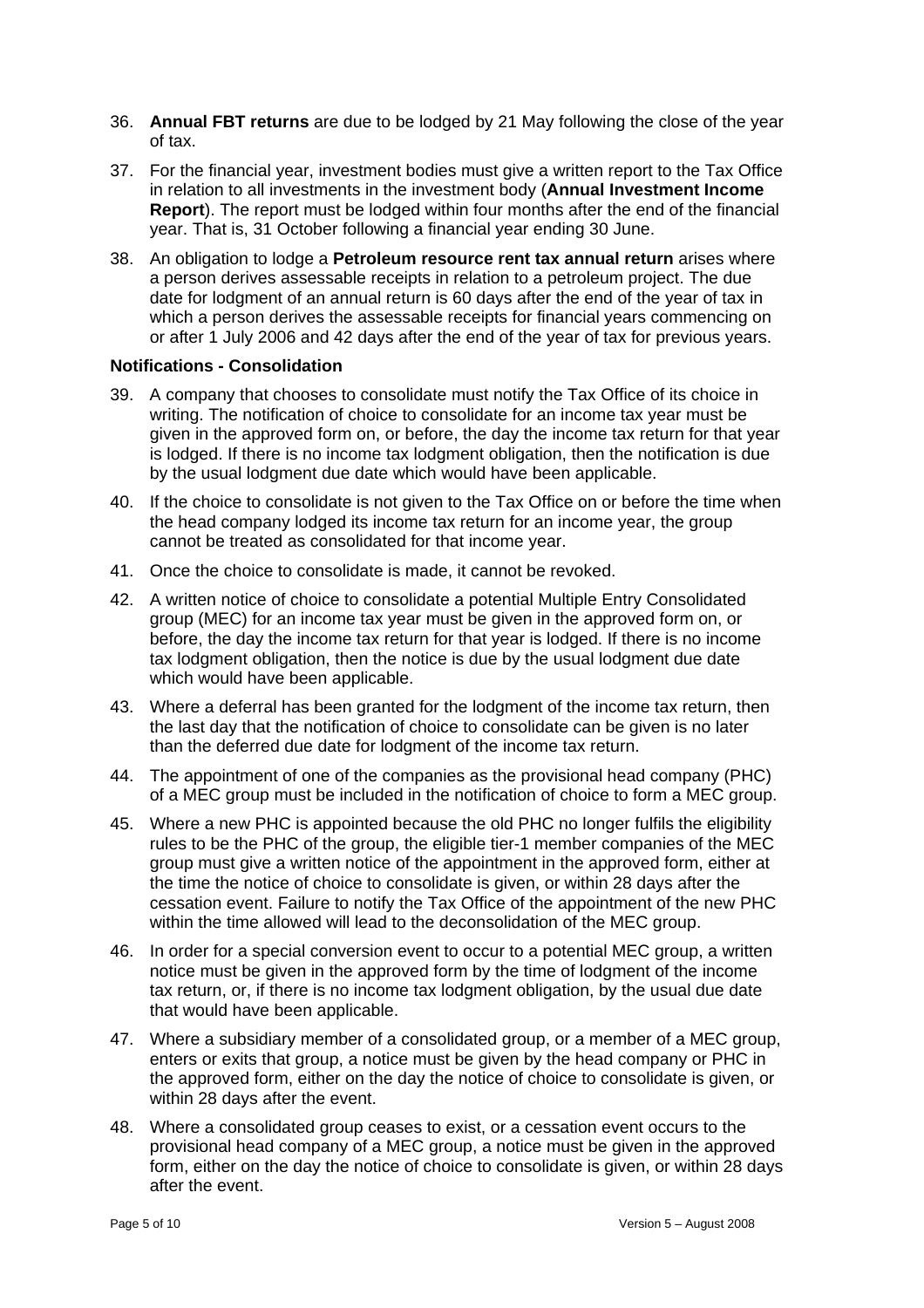36. **Annual FBT returns** are due to be lodged by 21 May following the close of the year of tax.

37. For the financial year, investment bodies must give a written report to the Tax Office in relation to all investments in the investment body (**Annual Investment Income Report**). The report must be lodged within four months after the end of the financial year. That is, 31 October following a financial year ending 30 June.

38. An obligation to lodge a **Petroleum resource rent tax annual return** arises where a person derives assessable receipts in relation to a petroleum project. The due date for lodgment of an annual return is 60 days after the end of the year of tax in which a person derives the assessable receipts for financial years commencing on or after 1 July 2006 and 42 days after the end of the year of tax for previous years.

**Notifications - Consolidation**

39. A company that chooses to consolidate must notify the Tax Office of its choice in writing. The notification of choice to consolidate for an income tax year must be given in the approved form on, or before, the day the income tax return for that year is lodged. If there is no income tax lodgment obligation, then the notification is due by the usual lodgment due date which would have been applicable.

40. If the choice to consolidate is not given to the Tax Office on or before the time when the head company lodged its income tax return for an income year, the group cannot be treated as consolidated for that income year.

41. Once the choice to consolidate is made, it cannot be revoked.

42. A written notice of choice to consolidate a potential Multiple Entry Consolidated group (MEC) for an income tax year must be given in the approved form on, or before, the day the income tax return for that year is lodged. If there is no income tax lodgment obligation, then the notice is due by the usual lodgment due date which would have been applicable.

43. Where a deferral has been granted for the lodgment of the income tax return, then the last day that the notification of choice to consolidate can be given is no later than the deferred due date for lodgment of the income tax return.

44. The appointment of one of the companies as the provisional head company (PHC) of a MEC group must be included in the notification of choice to form a MEC group.

45. Where a new PHC is appointed because the old PHC no longer fulfils the eligibility rules to be the PHC of the group, the eligible tier-1 member companies of the MEC group must give a written notice of the appointment in the approved form, either at the time the notice of choice to consolidate is given, or within 28 days after the cessation event. Failure to notify the Tax Office of the appointment of the new PHC within the time allowed will lead to the deconsolidation of the MEC group.

46. In order for a special conversion event to occur to a potential MEC group, a written notice must be given in the approved form by the time of lodgment of the income tax return, or, if there is no income tax lodgment obligation, by the usual due date that would have been applicable.

47. Where a subsidiary member of a consolidated group, or a member of a MEC group, enters or exits that group, a notice must be given by the head company or PHC in the approved form, either on the day the notice of choice to consolidate is given, or within 28 days after the event.

48. Where a consolidated group ceases to exist, or a cessation event occurs to the provisional head company of a MEC group, a notice must be given in the approved form, either on the day the notice of choice to consolidate is given, or within 28 days after the event.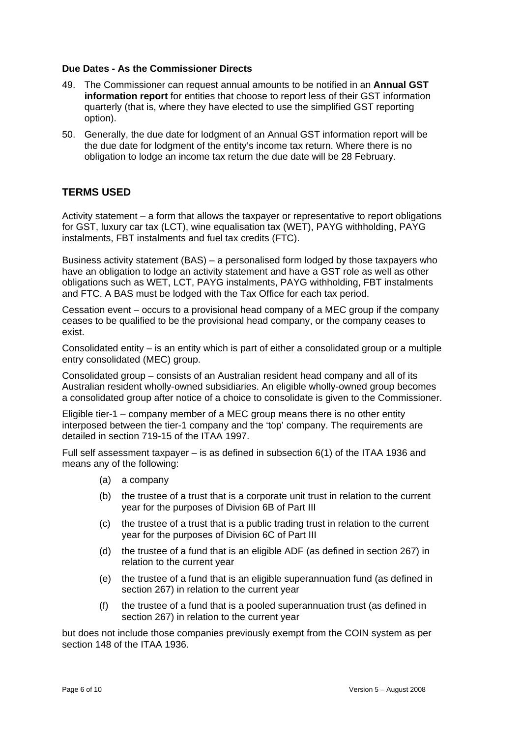#### Due Dates - As the Commissioner Directs

49. The Commissioner can request annual amounts to be notified in an **Annual GST information report** for entities that choose to report less of their GST information quarterly (that is, where they have elected to use the simplified GST reporting option).

50. Generally, the due date for lodgment of an Annual GST information report will be the due date for lodgment of the entity's income tax return. Where there is no obligation to lodge an income tax return the due date will be 28 February.

## TERMS USED

Activity statement – a form that allows the taxpayer or representative to report obligations for GST, luxury car tax (LCT), wine equalisation tax (WET), PAYG withholding, PAYG instalments, FBT instalments and fuel tax credits (FTC).

Business activity statement (BAS) – a personalised form lodged by those taxpayers who have an obligation to lodge an activity statement and have a GST role as well as other obligations such as WET, LCT, PAYG instalments, PAYG withholding, FBT instalments and FTC. A BAS must be lodged with the Tax Office for each tax period.

Cessation event – occurs to a provisional head company of a MEC group if the company ceases to be qualified to be the provisional head company, or the company ceases to exist.

Consolidated entity – is an entity which is part of either a consolidated group or a multiple entry consolidated (MEC) group.

Consolidated group – consists of an Australian resident head company and all of its Australian resident wholly-owned subsidiaries. An eligible wholly-owned group becomes a consolidated group after notice of a choice to consolidate is given to the Commissioner.

Eligible tier-1 – company member of a MEC group means there is no other entity interposed between the tier-1 company and the 'top' company. The requirements are detailed in section 719-15 of the ITAA 1997.

Full self assessment taxpayer – is as defined in subsection 6(1) of the ITAA 1936 and means any of the following:

- (a) a company
- (b) the trustee of a trust that is a corporate unit trust in relation to the current year for the purposes of Division 6B of Part III
- (c) the trustee of a trust that is a public trading trust in relation to the current year for the purposes of Division 6C of Part III
- (d) the trustee of a fund that is an eligible ADF (as defined in section 267) in relation to the current year
- (e) the trustee of a fund that is an eligible superannuation fund (as defined in section 267) in relation to the current year
- (f) the trustee of a fund that is a pooled superannuation trust (as defined in section 267) in relation to the current year

but does not include those companies previously exempt from the COIN system as per section 148 of the ITAA 1936.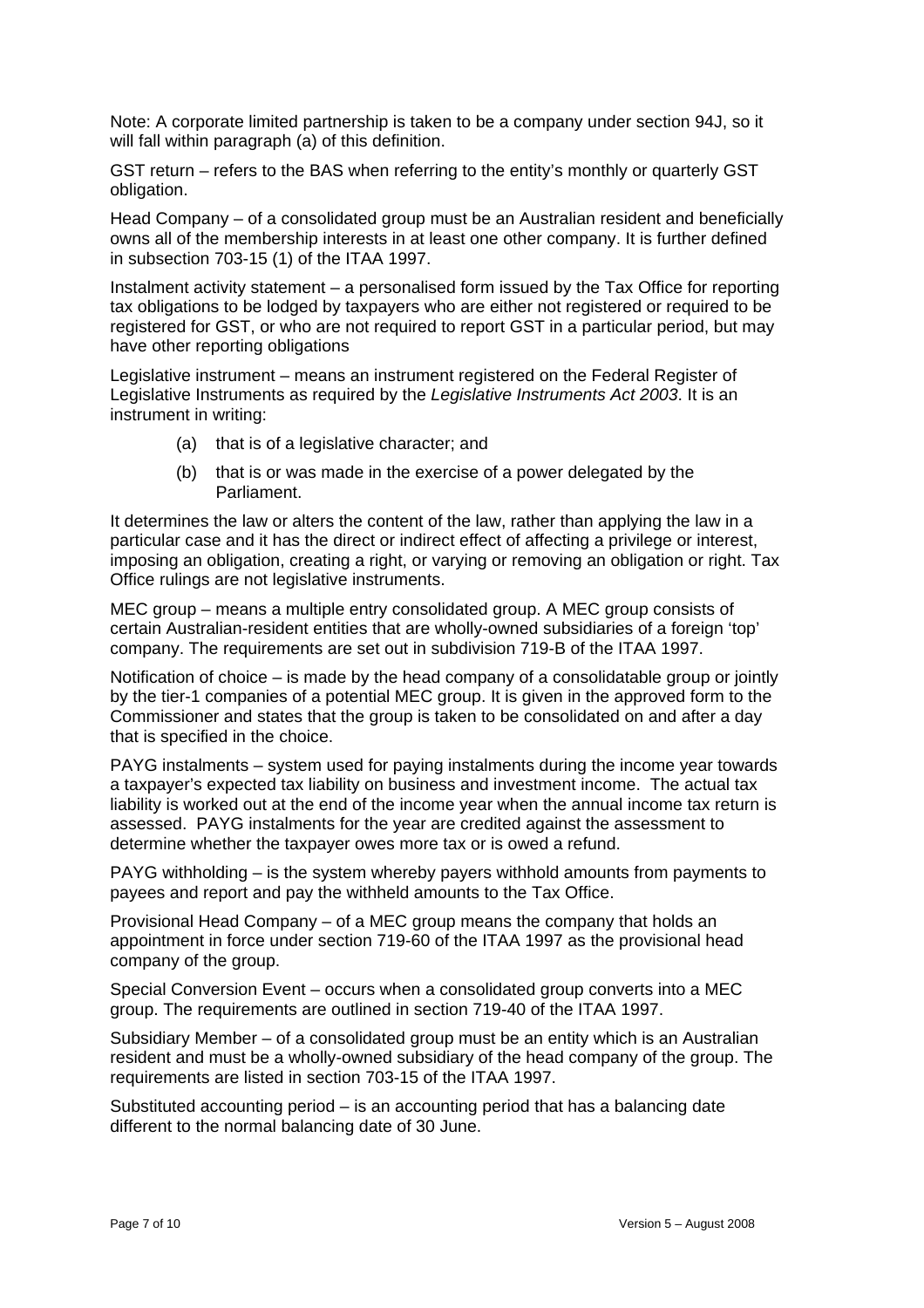Note: A corporate limited partnership is taken to be a company under section 94J, so it will fall within paragraph (a) of this definition.

GST return – refers to the BAS when referring to the entity's monthly or quarterly GST obligation.

Head Company – of a consolidated group must be an Australian resident and beneficially owns all of the membership interests in at least one other company. It is further defined in subsection 703-15 (1) of the ITAA 1997.

Instalment activity statement – a personalised form issued by the Tax Office for reporting tax obligations to be lodged by taxpayers who are either not registered or required to be registered for GST, or who are not required to report GST in a particular period, but may have other reporting obligations

Legislative instrument – means an instrument registered on the Federal Register of Legislative Instruments as required by the *Legislative Instruments Act 2003*. It is an instrument in writing:

(a) that is of a legislative character; and

(b) that is or was made in the exercise of a power delegated by the Parliament.

It determines the law or alters the content of the law, rather than applying the law in a particular case and it has the direct or indirect effect of affecting a privilege or interest, imposing an obligation, creating a right, or varying or removing an obligation or right. Tax Office rulings are not legislative instruments.

MEC group – means a multiple entry consolidated group. A MEC group consists of certain Australian-resident entities that are wholly-owned subsidiaries of a foreign 'top' company. The requirements are set out in subdivision 719-B of the ITAA 1997.

Notification of choice – is made by the head company of a consolidatable group or jointly by the tier-1 companies of a potential MEC group. It is given in the approved form to the Commissioner and states that the group is taken to be consolidated on and after a day that is specified in the choice.

PAYG instalments – system used for paying instalments during the income year towards a taxpayer's expected tax liability on business and investment income. The actual tax liability is worked out at the end of the income year when the annual income tax return is assessed. PAYG instalments for the year are credited against the assessment to determine whether the taxpayer owes more tax or is owed a refund.

PAYG withholding – is the system whereby payers withhold amounts from payments to payees and report and pay the withheld amounts to the Tax Office.

Provisional Head Company – of a MEC group means the company that holds an appointment in force under section 719-60 of the ITAA 1997 as the provisional head company of the group.

Special Conversion Event – occurs when a consolidated group converts into a MEC group. The requirements are outlined in section 719-40 of the ITAA 1997.

Subsidiary Member – of a consolidated group must be an entity which is an Australian resident and must be a wholly-owned subsidiary of the head company of the group. The requirements are listed in section 703-15 of the ITAA 1997.

Substituted accounting period – is an accounting period that has a balancing date different to the normal balancing date of 30 June.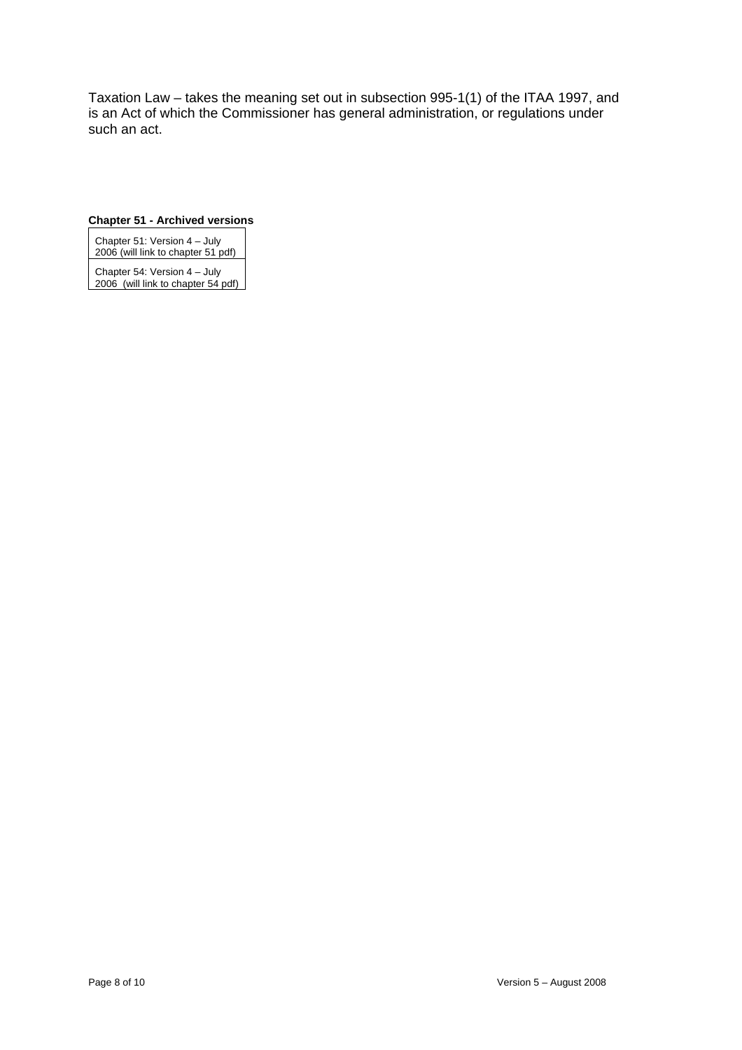Taxation Law – takes the meaning set out in subsection 995-1(1) of the ITAA 1997, and is an Act of which the Commissioner has general administration, or regulations under such an act.

**Chapter 51 - Archived versions**

| |
|---|
| Chapter 51: Version 4 – July 2006 (will link to chapter 51 pdf) |
| Chapter 54: Version 4 – July 2006 (will link to chapter 54 pdf) |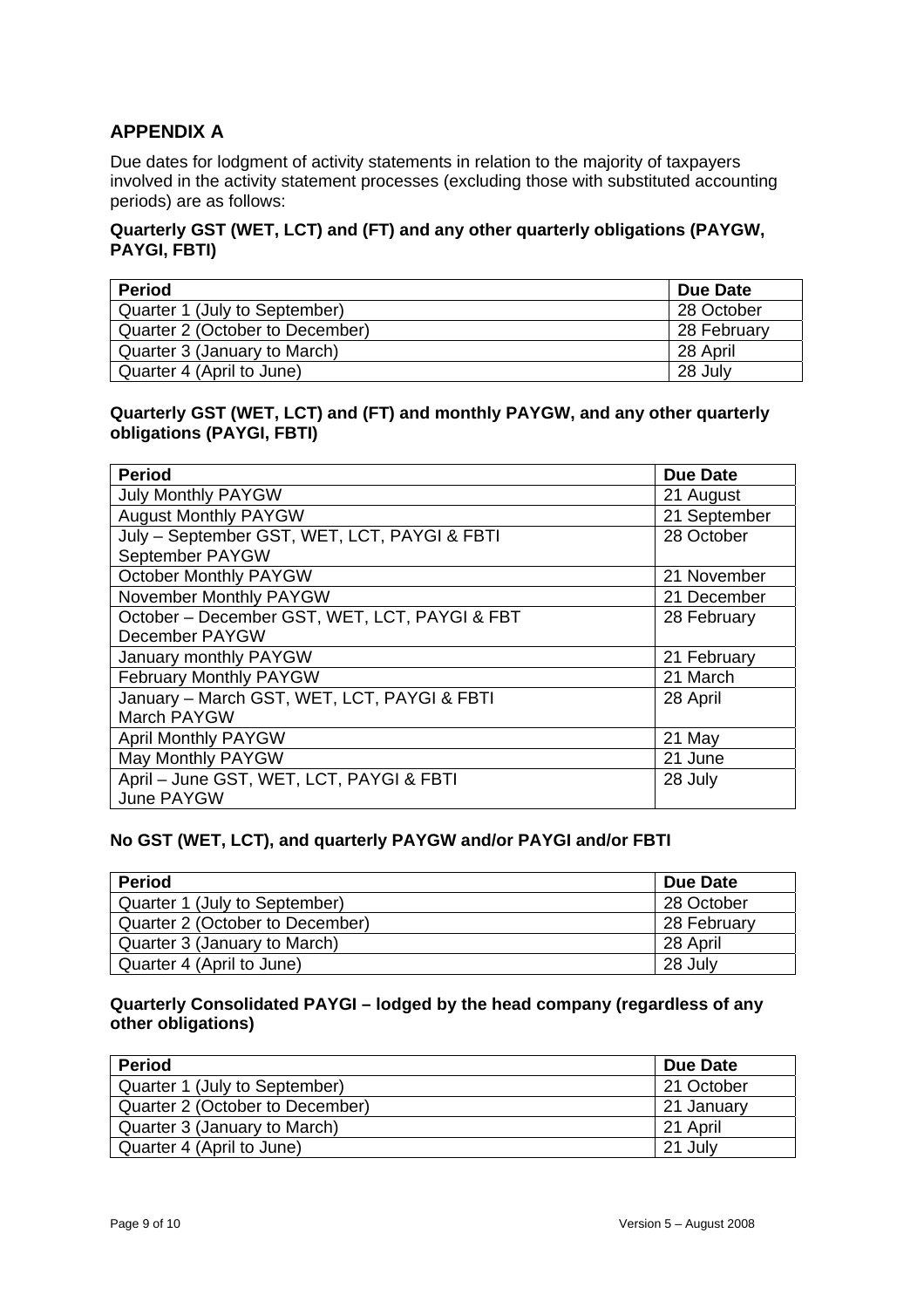## APPENDIX A

Due dates for lodgment of activity statements in relation to the majority of taxpayers involved in the activity statement processes (excluding those with substituted accounting periods) are as follows:

**Quarterly GST (WET, LCT) and (FT) and any other quarterly obligations (PAYGW, PAYGI, FBTI)**

| Period | Due Date |
|---|---|
| Quarter 1 (July to September) | 28 October |
| Quarter 2 (October to December) | 28 February |
| Quarter 3 (January to March) | 28 April |
| Quarter 4 (April to June) | 28 July |

**Quarterly GST (WET, LCT) and (FT) and monthly PAYGW, and any other quarterly obligations (PAYGI, FBTI)**

| Period | Due Date |
|---|---|
| July Monthly PAYGW | 21 August |
| August Monthly PAYGW | 21 September |
| July – September GST, WET, LCT, PAYGI & FBTI<br>September PAYGW | 28 October |
| October Monthly PAYGW | 21 November |
| November Monthly PAYGW | 21 December |
| October – December GST, WET, LCT, PAYGI & FBT<br>December PAYGW | 28 February |
| January monthly PAYGW | 21 February |
| February Monthly PAYGW | 21 March |
| January – March GST, WET, LCT, PAYGI & FBTI<br>March PAYGW | 28 April |
| April Monthly PAYGW | 21 May |
| May Monthly PAYGW | 21 June |
| April – June GST, WET, LCT, PAYGI & FBTI<br>June PAYGW | 28 July |

**No GST (WET, LCT), and quarterly PAYGW and/or PAYGI and/or FBTI**

| Period | Due Date |
|---|---|
| Quarter 1 (July to September) | 28 October |
| Quarter 2 (October to December) | 28 February |
| Quarter 3 (January to March) | 28 April |
| Quarter 4 (April to June) | 28 July |

**Quarterly Consolidated PAYGI – lodged by the head company (regardless of any other obligations)**

| Period | Due Date |
|---|---|
| Quarter 1 (July to September) | 21 October |
| Quarter 2 (October to December) | 21 January |
| Quarter 3 (January to March) | 21 April |
| Quarter 4 (April to June) | 21 July |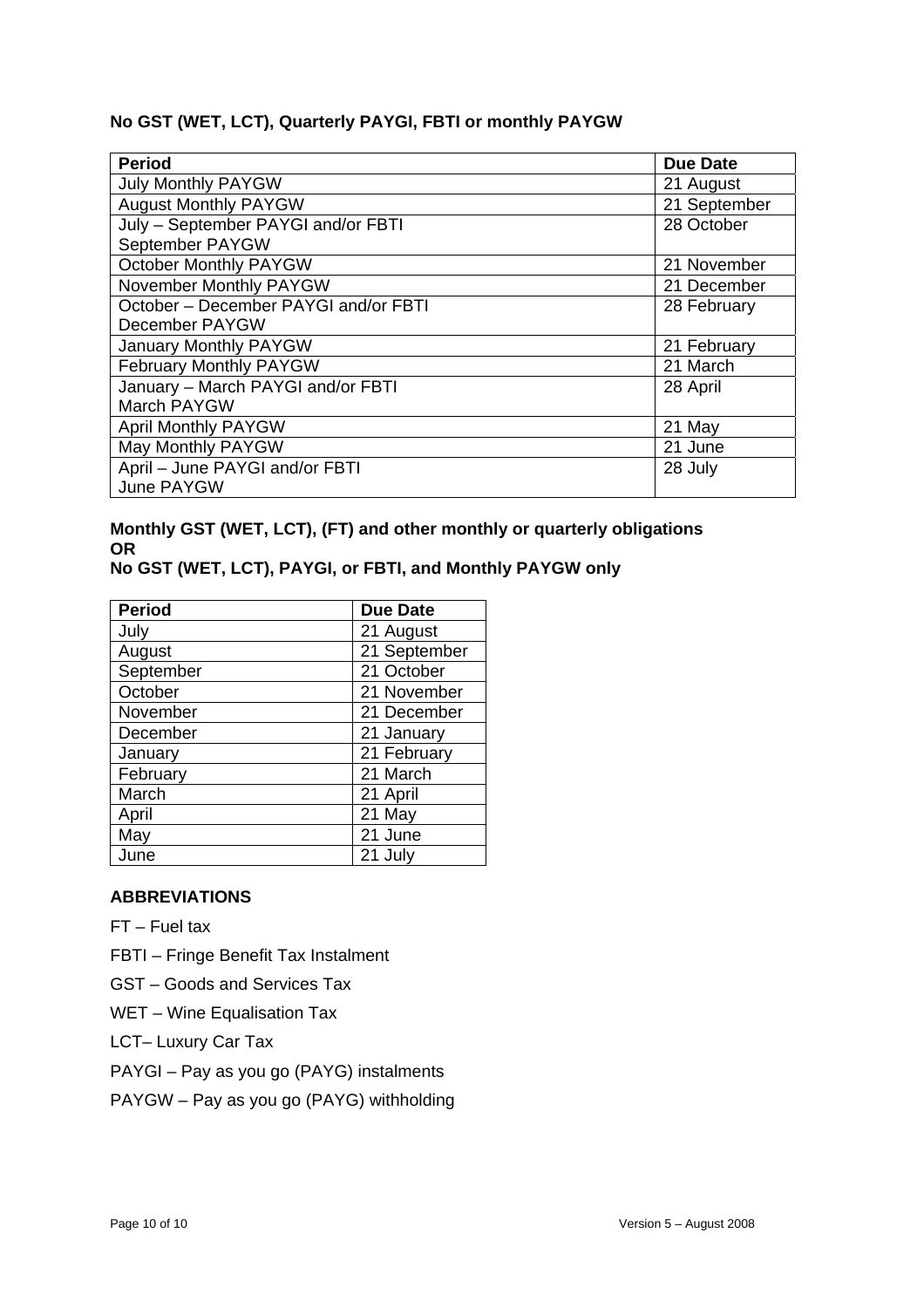**No GST (WET, LCT), Quarterly PAYGI, FBTI or monthly PAYGW**

| Period | Due Date |
|---|---|
| July Monthly PAYGW | 21 August |
| August Monthly PAYGW | 21 September |
| July – September PAYGI and/or FBTI<br>September PAYGW | 28 October |
| October Monthly PAYGW | 21 November |
| November Monthly PAYGW | 21 December |
| October – December PAYGI and/or FBTI<br>December PAYGW | 28 February |
| January Monthly PAYGW | 21 February |
| February Monthly PAYGW | 21 March |
| January – March PAYGI and/or FBTI<br>March PAYGW | 28 April |
| April Monthly PAYGW | 21 May |
| May Monthly PAYGW | 21 June |
| April – June PAYGI and/or FBTI<br>June PAYGW | 28 July |

**Monthly GST (WET, LCT), (FT) and other monthly or quarterly obligations**
**OR**
**No GST (WET, LCT), PAYGI, or FBTI, and Monthly PAYGW only**

| Period | Due Date |
|---|---|
| July | 21 August |
| August | 21 September |
| September | 21 October |
| October | 21 November |
| November | 21 December |
| December | 21 January |
| January | 21 February |
| February | 21 March |
| March | 21 April |
| April | 21 May |
| May | 21 June |
| June | 21 July |

**ABBREVIATIONS**

FT – Fuel tax

FBTI – Fringe Benefit Tax Instalment

GST – Goods and Services Tax

WET – Wine Equalisation Tax

LCT– Luxury Car Tax

PAYGI – Pay as you go (PAYG) instalments

PAYGW – Pay as you go (PAYG) withholding